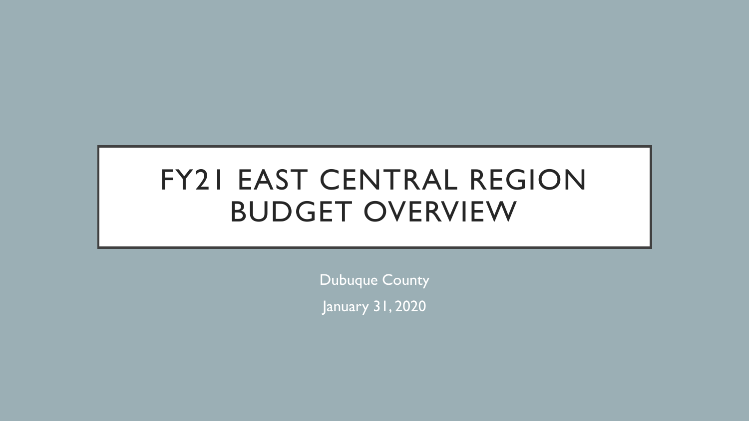# FY21 EAST CENTRAL REGION BUDGET OVERVIEW

Dubuque County

January 31, 2020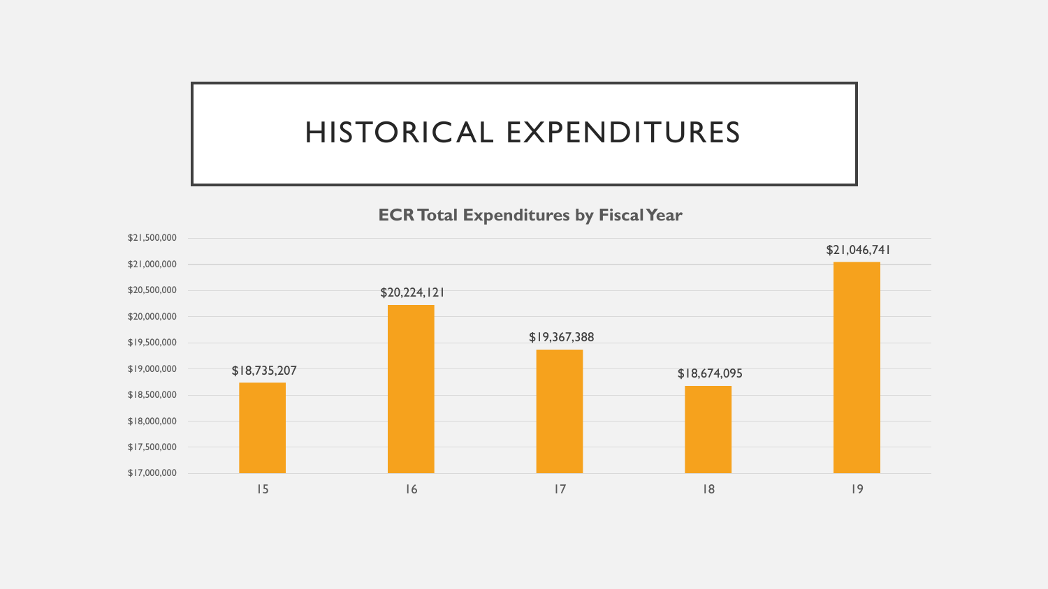# HISTORICAL EXPENDITURES

**ECR Total Expenditures by Fiscal Year**

| Fiscal Year | Total Expenditures |
|---|---|
| 15 | $18,735,207 |
| 16 | $20,224,121 |
| 17 | $19,367,388 |
| 18 | $18,674,095 |
| 19 | $21,046,741 |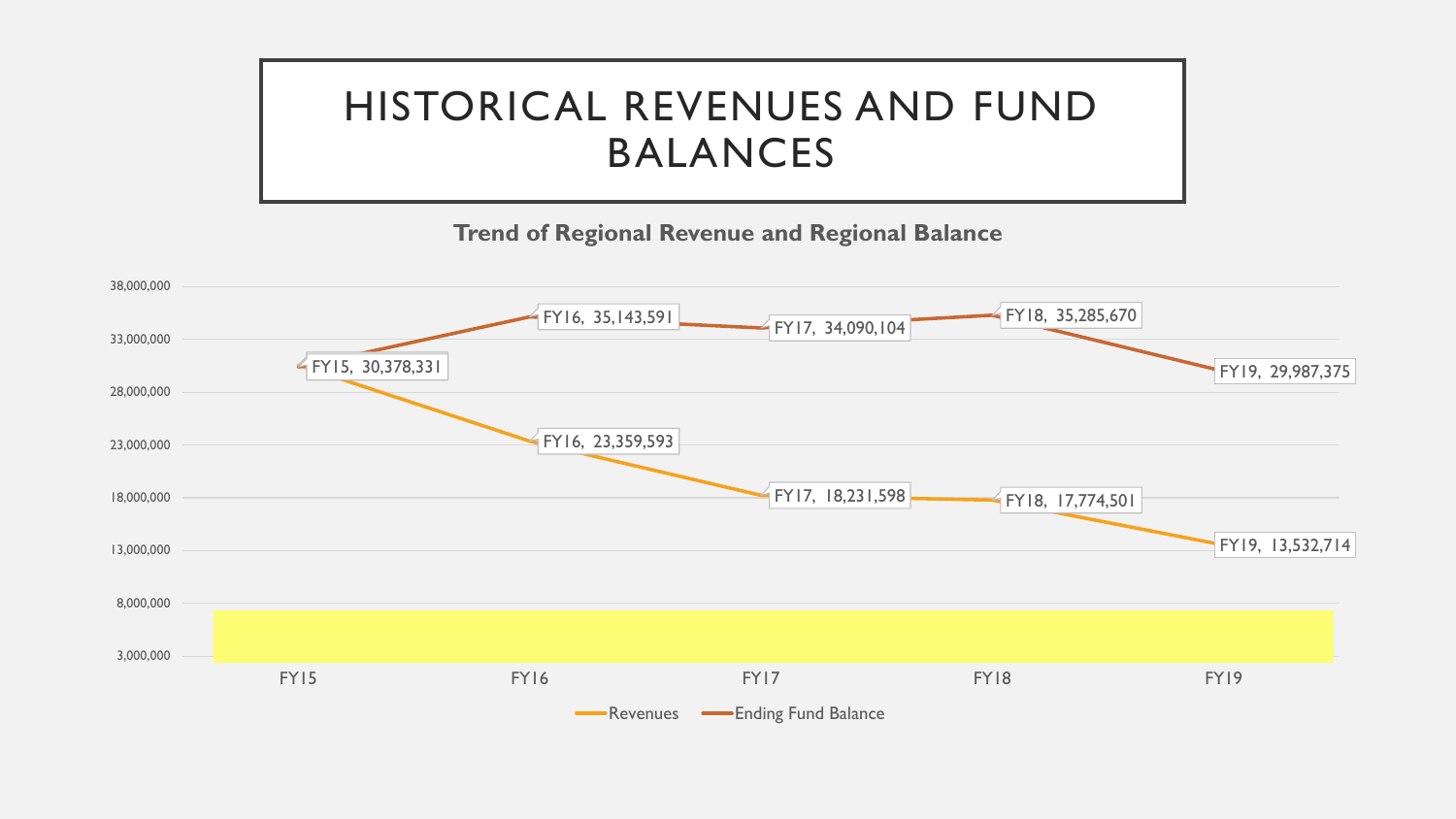# HISTORICAL REVENUES AND FUND BALANCES

**Trend of Regional Revenue and Regional Balance**

| | FY15 | FY16 | FY17 | FY18 | FY19 |
|---|---|---|---|---|---|
| Revenues | 30,378,331 | 23,359,593 | 18,231,598 | 17,774,501 | 13,532,714 |
| Ending Fund Balance | 30,378,331 | 35,143,591 | 34,090,104 | 35,285,670 | 29,987,375 |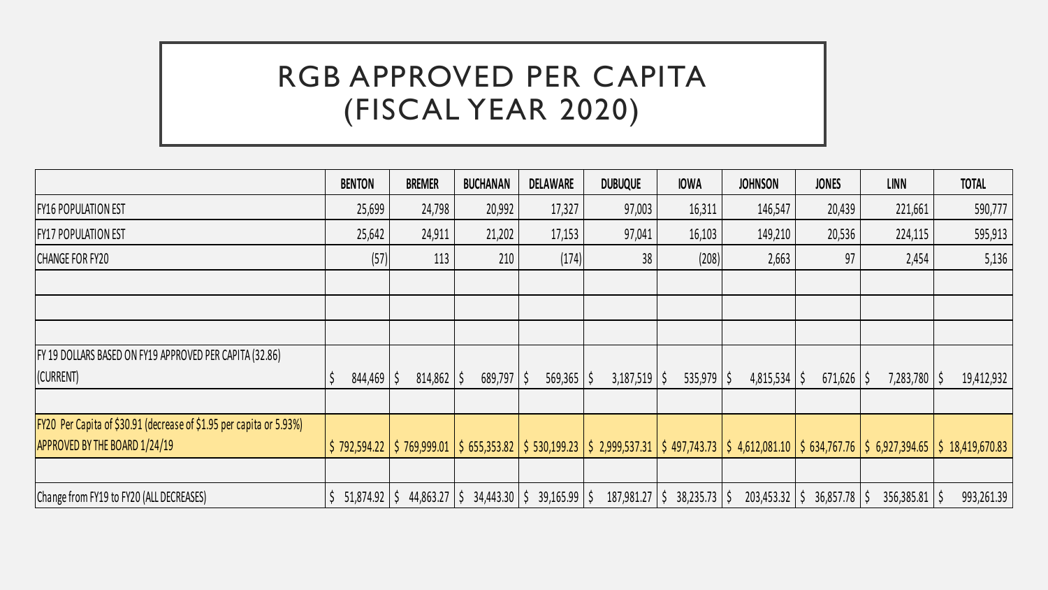# RGB APPROVED PER CAPITA (FISCAL YEAR 2020)

| | BENTON | BREMER | BUCHANAN | DELAWARE | DUBUQUE | IOWA | JOHNSON | JONES | LINN | TOTAL |
|---|---|---|---|---|---|---|---|---|---|---|
| FY16 POPULATION EST | 25,699 | 24,798 | 20,992 | 17,327 | 97,003 | 16,311 | 146,547 | 20,439 | 221,661 | 590,777 |
| FY17 POPULATION EST | 25,642 | 24,911 | 21,202 | 17,153 | 97,041 | 16,103 | 149,210 | 20,536 | 224,115 | 595,913 |
| CHANGE FOR FY20 | (57) | 113 | 210 | (174) | 38 | (208) | 2,663 | 97 | 2,454 | 5,136 |
| | | | | | | | | | | |
| | | | | | | | | | | |
| | | | | | | | | | | |
| FY 19 DOLLARS BASED ON FY19 APPROVED PER CAPITA (32.86) (CURRENT) | $ 844,469 | $ 814,862 | $ 689,797 | $ 569,365 | $ 3,187,519 | $ 535,979 | $ 4,815,534 | $ 671,626 | $ 7,283,780 | $ 19,412,932 |
| | | | | | | | | | | |
| FY20 Per Capita of $30.91 (decrease of $1.95 per capita or 5.93%) APPROVED BY THE BOARD 1/24/19 | $ 792,594.22 | $ 769,999.01 | $ 655,353.82 | $ 530,199.23 | $ 2,999,537.31 | $ 497,743.73 | $ 4,612,081.10 | $ 634,767.76 | $ 6,927,394.65 | $ 18,419,670.83 |
| | | | | | | | | | | |
| Change from FY19 to FY20 (ALL DECREASES) | $ 51,874.92 | $ 44,863.27 | $ 34,443.30 | $ 39,165.99 | $ 187,981.27 | $ 38,235.73 | $ 203,453.32 | $ 36,857.78 | $ 356,385.81 | $ 993,261.39 |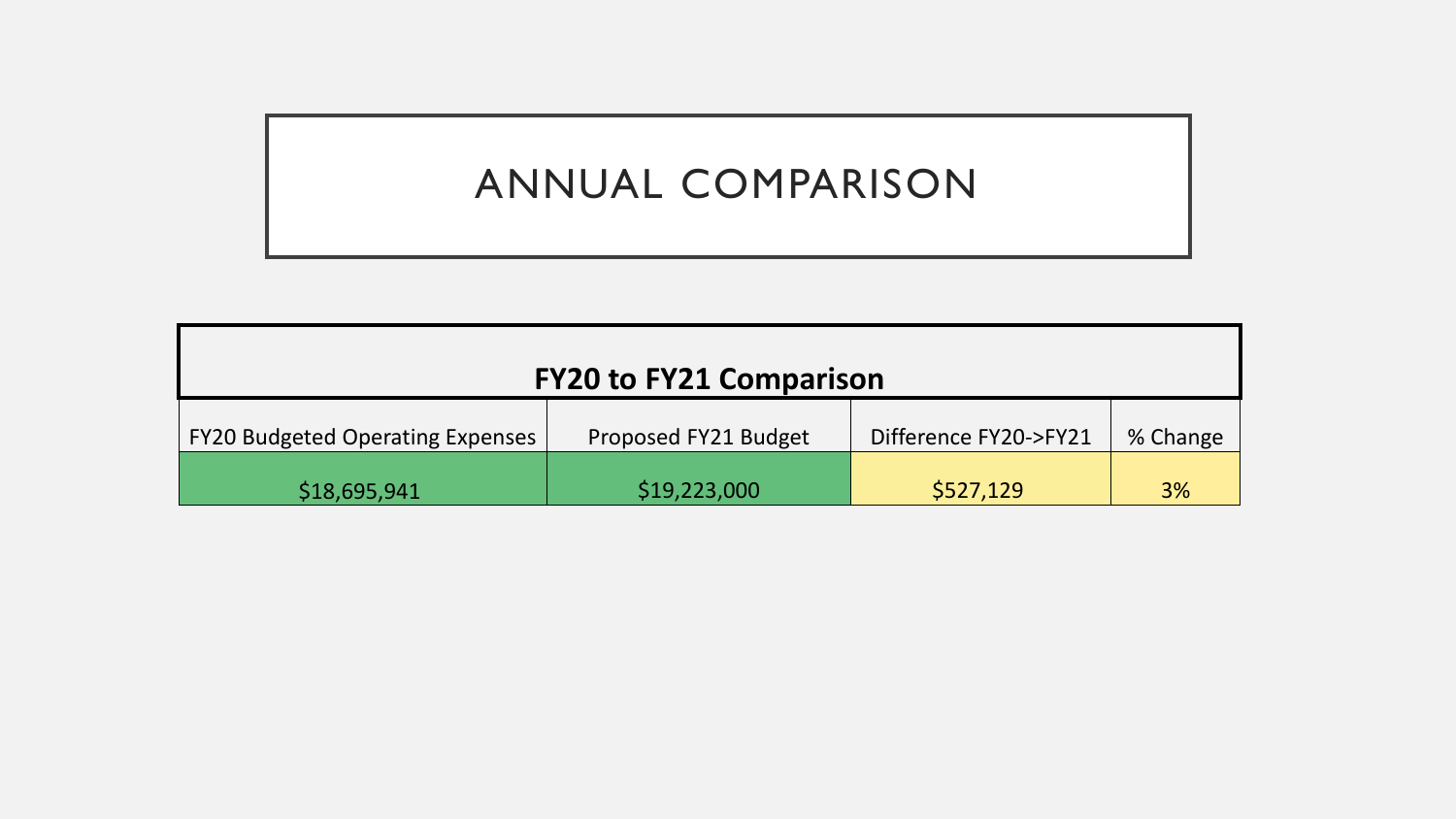# ANNUAL COMPARISON

| FY20 to FY21 Comparison | | | |
|---|---|---|---|
| FY20 Budgeted Operating Expenses | Proposed FY21 Budget | Difference FY20->FY21 | % Change |
| $18,695,941 | $19,223,000 | $527,129 | 3% |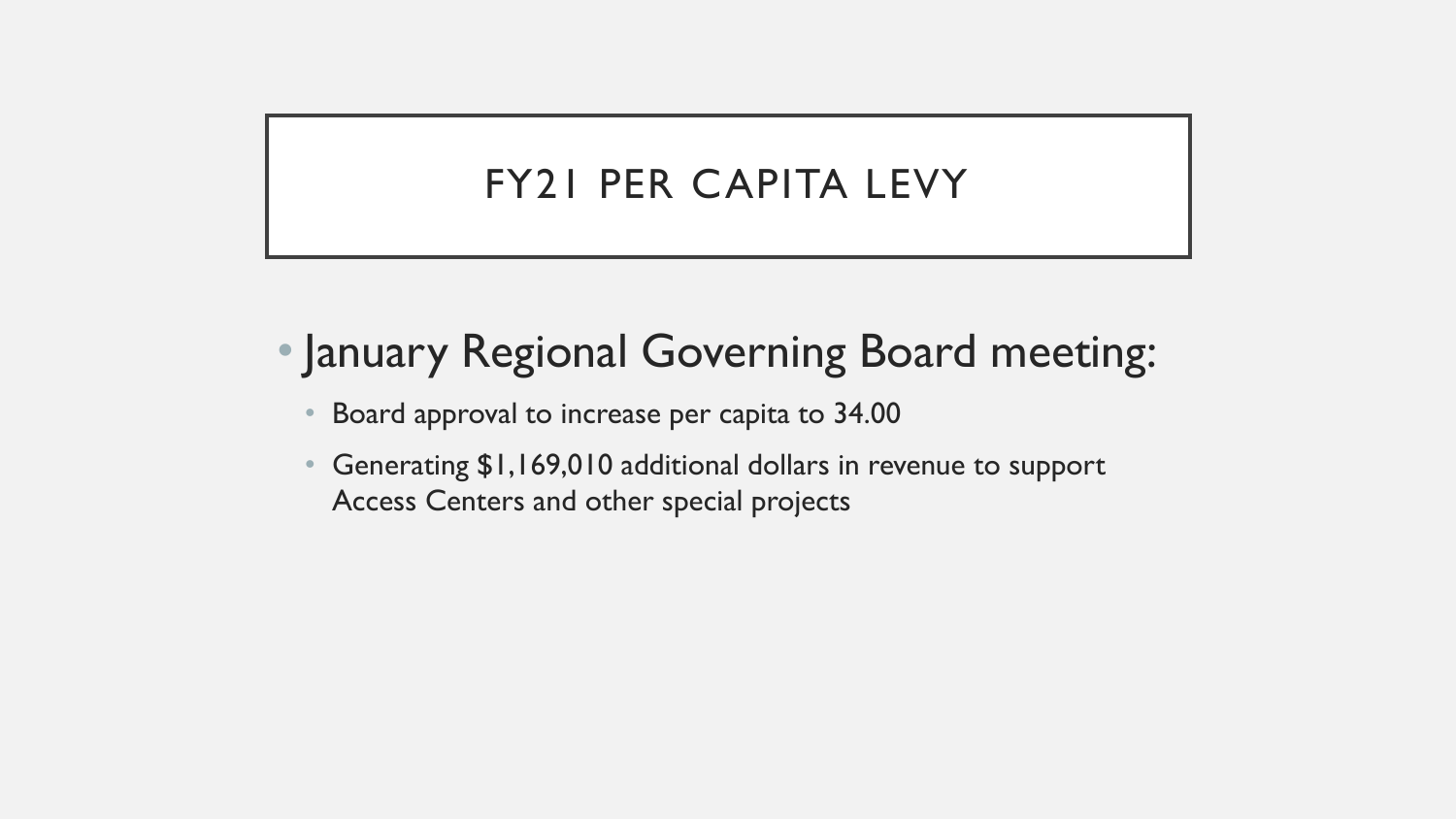# FY21 PER CAPITA LEVY

- January Regional Governing Board meeting:
  - Board approval to increase per capita to 34.00
  - Generating $1,169,010 additional dollars in revenue to support Access Centers and other special projects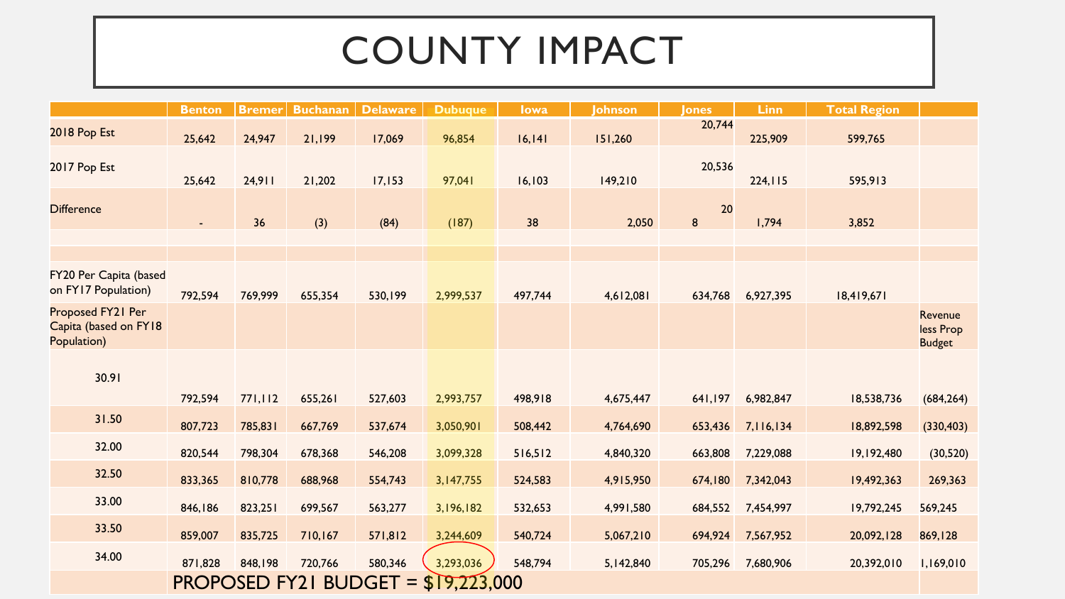# COUNTY IMPACT

| | Benton | Bremer | Buchanan | Delaware | Dubuque | Iowa | Johnson | Jones | Linn | Total Region | |
|---|---|---|---|---|---|---|---|---|---|---|---|
| 2018 Pop Est | 25,642 | 24,947 | 21,199 | 17,069 | 96,854 | 16,141 | 151,260 | 20,744 | 225,909 | 599,765 | |
| 2017 Pop Est | 25,642 | 24,911 | 21,202 | 17,153 | 97,041 | 16,103 | 149,210 | 20,536 | 224,115 | 595,913 | |
| Difference | - | 36 | (3) | (84) | (187) | 38 | 2,050 | 208 | 1,794 | 3,852 | |
| | | | | | | | | | | | |
| | | | | | | | | | | | |
| FY20 Per Capita (based on FY17 Population) | 792,594 | 769,999 | 655,354 | 530,199 | 2,999,537 | 497,744 | 4,612,081 | 634,768 | 6,927,395 | 18,419,671 | |
| Proposed FY21 Per Capita (based on FY18 Population) | | | | | | | | | | | Revenue less Prop Budget |
| 30.91 | 792,594 | 771,112 | 655,261 | 527,603 | 2,993,757 | 498,918 | 4,675,447 | 641,197 | 6,982,847 | 18,538,736 | (684,264) |
| 31.50 | 807,723 | 785,831 | 667,769 | 537,674 | 3,050,901 | 508,442 | 4,764,690 | 653,436 | 7,116,134 | 18,892,598 | (330,403) |
| 32.00 | 820,544 | 798,304 | 678,368 | 546,208 | 3,099,328 | 516,512 | 4,840,320 | 663,808 | 7,229,088 | 19,192,480 | (30,520) |
| 32.50 | 833,365 | 810,778 | 688,968 | 554,743 | 3,147,755 | 524,583 | 4,915,950 | 674,180 | 7,342,043 | 19,492,363 | 269,363 |
| 33.00 | 846,186 | 823,251 | 699,567 | 563,277 | 3,196,182 | 532,653 | 4,991,580 | 684,552 | 7,454,997 | 19,792,245 | 569,245 |
| 33.50 | 859,007 | 835,725 | 710,167 | 571,812 | 3,244,609 | 540,724 | 5,067,210 | 694,924 | 7,567,952 | 20,092,128 | 869,128 |
| 34.00 | 871,828 | 848,198 | 720,766 | 580,346 | 3,293,036 | 548,794 | 5,142,840 | 705,296 | 7,680,906 | 20,392,010 | 1,169,010 |

PROPOSED FY21 BUDGET = $19,223,000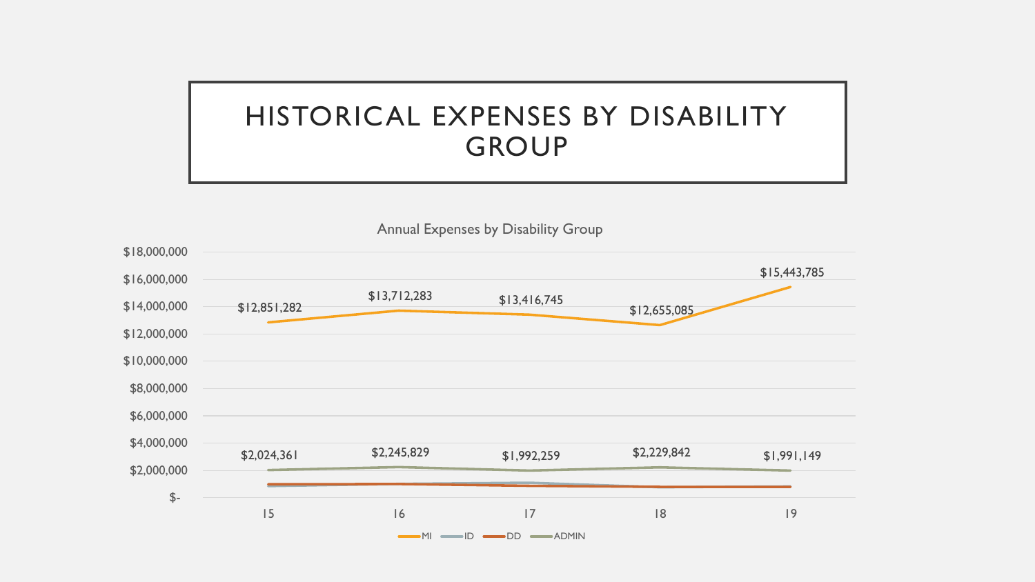# HISTORICAL EXPENSES BY DISABILITY GROUP

Annual Expenses by Disability Group

| Year | MI | ADMIN |
|---|---|---|
| 15 | $12,851,282 | $2,024,361 |
| 16 | $13,712,283 | $2,245,829 |
| 17 | $13,416,745 | $1,992,259 |
| 18 | $12,655,085 | $2,229,842 |
| 19 | $15,443,785 | $1,991,149 |

Legend: MI, ID, DD, ADMIN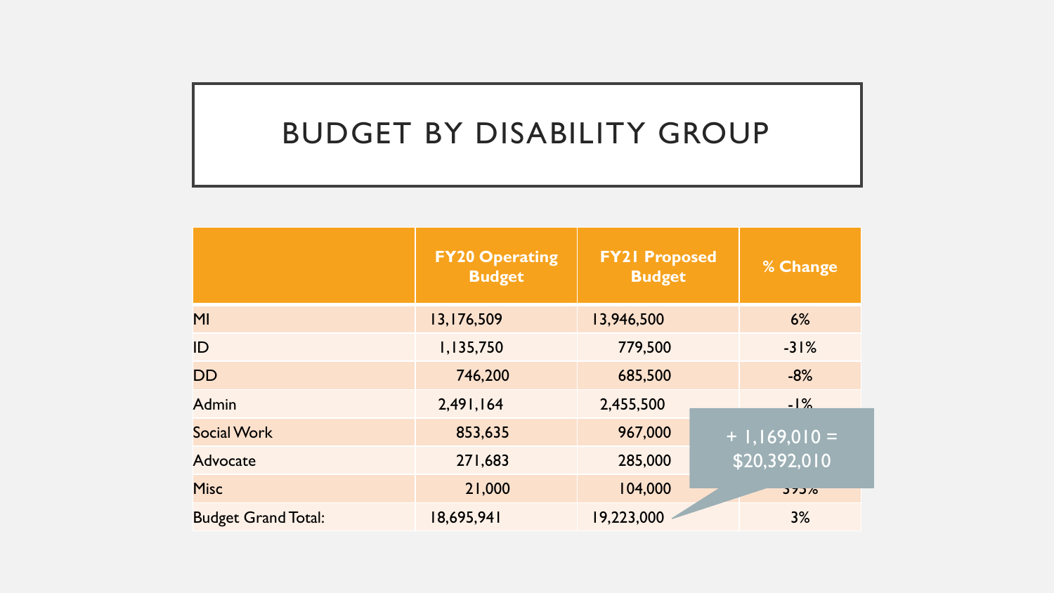# BUDGET BY DISABILITY GROUP

| | FY20 Operating Budget | FY21 Proposed Budget | % Change |
|---|---|---|---|
| MI | 13,176,509 | 13,946,500 | 6% |
| ID | 1,135,750 | 779,500 | -31% |
| DD | 746,200 | 685,500 | -8% |
| Admin | 2,491,164 | 2,455,500 | -1% |
| Social Work | 853,635 | 967,000 | |
| Advocate | 271,683 | 285,000 | |
| Misc | 21,000 | 104,000 | 395% |
| Budget Grand Total: | 18,695,941 | 19,223,000 | 3% |

+ 1,169,010 = $20,392,010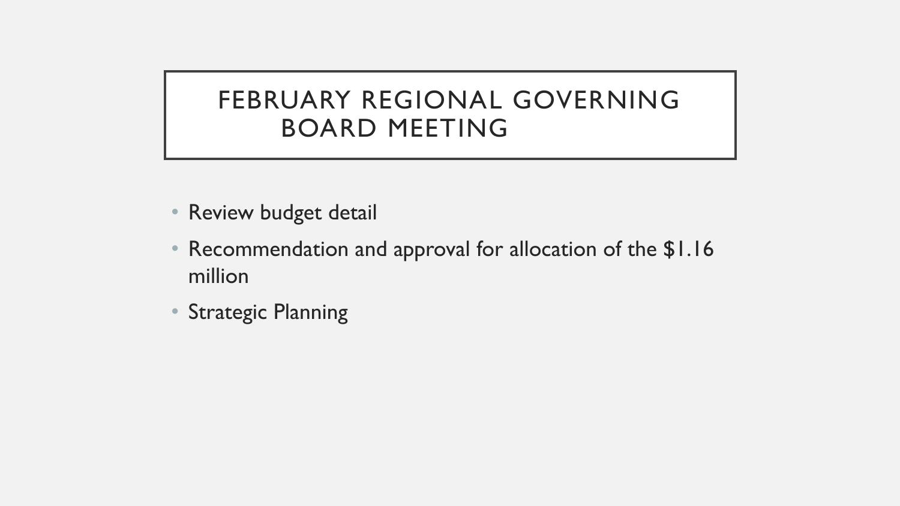# FEBRUARY REGIONAL GOVERNING BOARD MEETING

- Review budget detail
- Recommendation and approval for allocation of the $1.16 million
- Strategic Planning